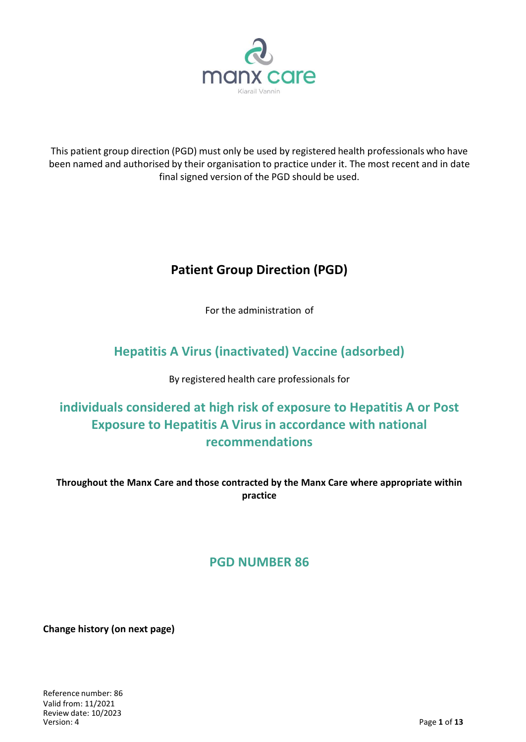manx care

Kiarail Vannin

This patient group direction (PGD) must only be used by registered health professionals who have been named and authorised by their organisation to practice under it. The most recent and in date final signed version of the PGD should be used.

# Patient Group Direction (PGD)

For the administration of

## Hepatitis A Virus (inactivated) Vaccine (adsorbed)

By registered health care professionals for

## individuals considered at high risk of exposure to Hepatitis A or Post Exposure to Hepatitis A Virus in accordance with national recommendations

**Throughout the Manx Care and those contracted by the Manx Care where appropriate within practice**

## PGD NUMBER 86

**Change history (on next page)**

Reference number: 86
Valid from: 11/2021
Review date: 10/2023
Version: 4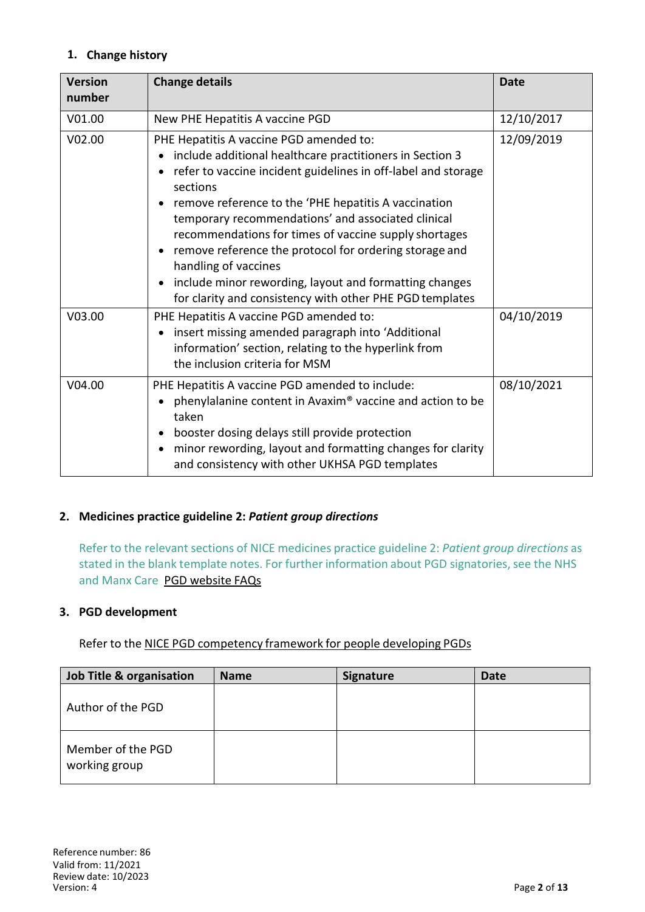## 1. Change history

| Version number | Change details | Date |
|---|---|---|
| V01.00 | New PHE Hepatitis A vaccine PGD | 12/10/2017 |
| V02.00 | PHE Hepatitis A vaccine PGD amended to:<br>• include additional healthcare practitioners in Section 3<br>• refer to vaccine incident guidelines in off-label and storage sections<br>• remove reference to the 'PHE hepatitis A vaccination temporary recommendations' and associated clinical recommendations for times of vaccine supply shortages<br>• remove reference the protocol for ordering storage and handling of vaccines<br>• include minor rewording, layout and formatting changes for clarity and consistency with other PHE PGD templates | 12/09/2019 |
| V03.00 | PHE Hepatitis A vaccine PGD amended to:<br>• insert missing amended paragraph into 'Additional information' section, relating to the hyperlink from the inclusion criteria for MSM | 04/10/2019 |
| V04.00 | PHE Hepatitis A vaccine PGD amended to include:<br>• phenylalanine content in Avaxim® vaccine and action to be taken<br>• booster dosing delays still provide protection<br>• minor rewording, layout and formatting changes for clarity and consistency with other UKHSA PGD templates | 08/10/2021 |

## 2. Medicines practice guideline 2: *Patient group directions*

Refer to the relevant sections of NICE medicines practice guideline 2: *Patient group directions* as stated in the blank template notes. For further information about PGD signatories, see the NHS and Manx Care PGD website FAQs

## 3. PGD development

Refer to the NICE PGD competency framework for people developing PGDs

| Job Title & organisation | Name | Signature | Date |
|---|---|---|---|
| Author of the PGD | | | |
| Member of the PGD working group | | | |

Reference number: 86
Valid from: 11/2021
Review date: 10/2023
Version: 4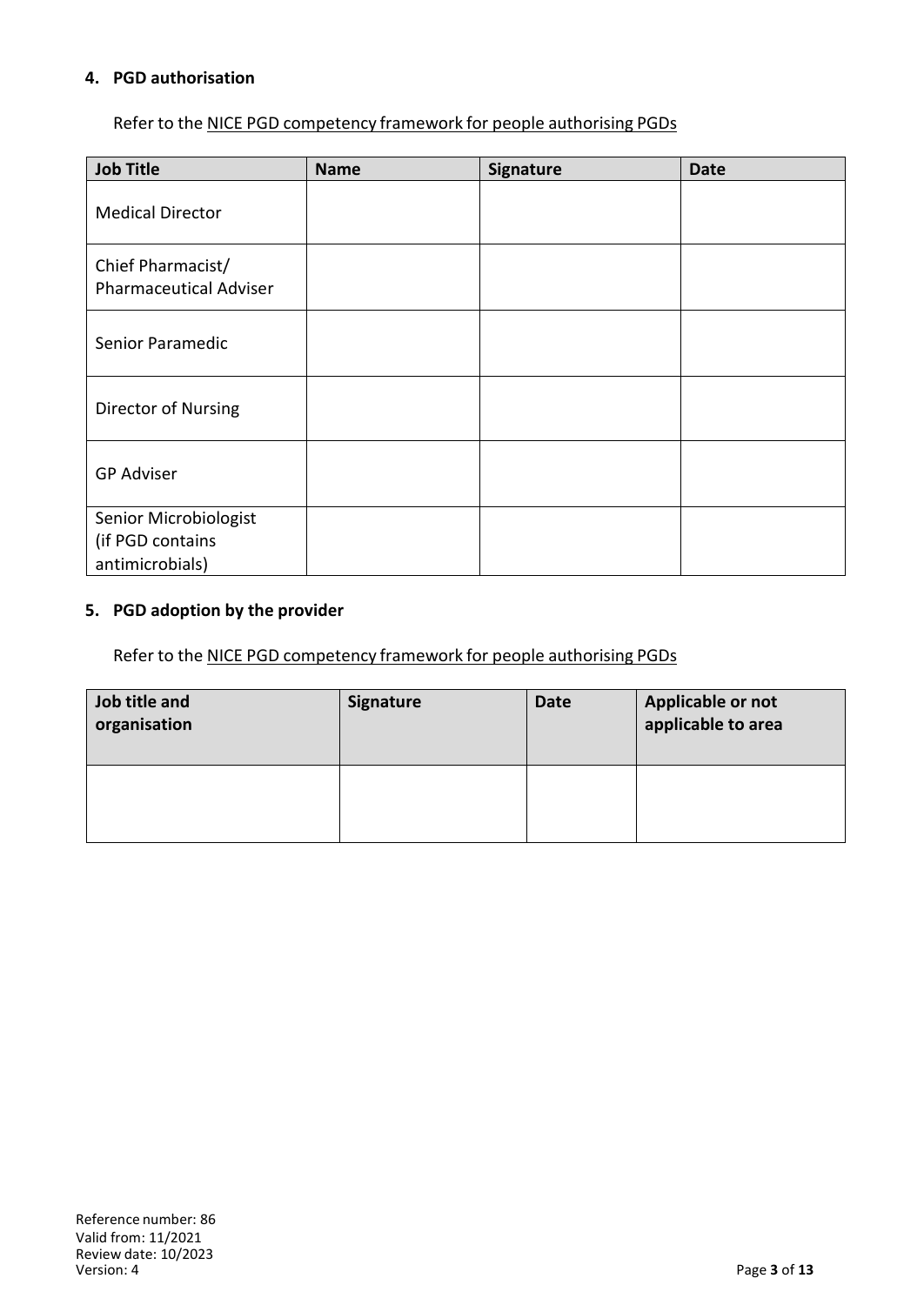## 4. PGD authorisation

Refer to the NICE PGD competency framework for people authorising PGDs

| Job Title | Name | Signature | Date |
|---|---|---|---|
| Medical Director | | | |
| Chief Pharmacist/ Pharmaceutical Adviser | | | |
| Senior Paramedic | | | |
| Director of Nursing | | | |
| GP Adviser | | | |
| Senior Microbiologist (if PGD contains antimicrobials) | | | |

## 5. PGD adoption by the provider

Refer to the NICE PGD competency framework for people authorising PGDs

| Job title and organisation | Signature | Date | Applicable or not applicable to area |
|---|---|---|---|
| | | | |

Reference number: 86
Valid from: 11/2021
Review date: 10/2023
Version: 4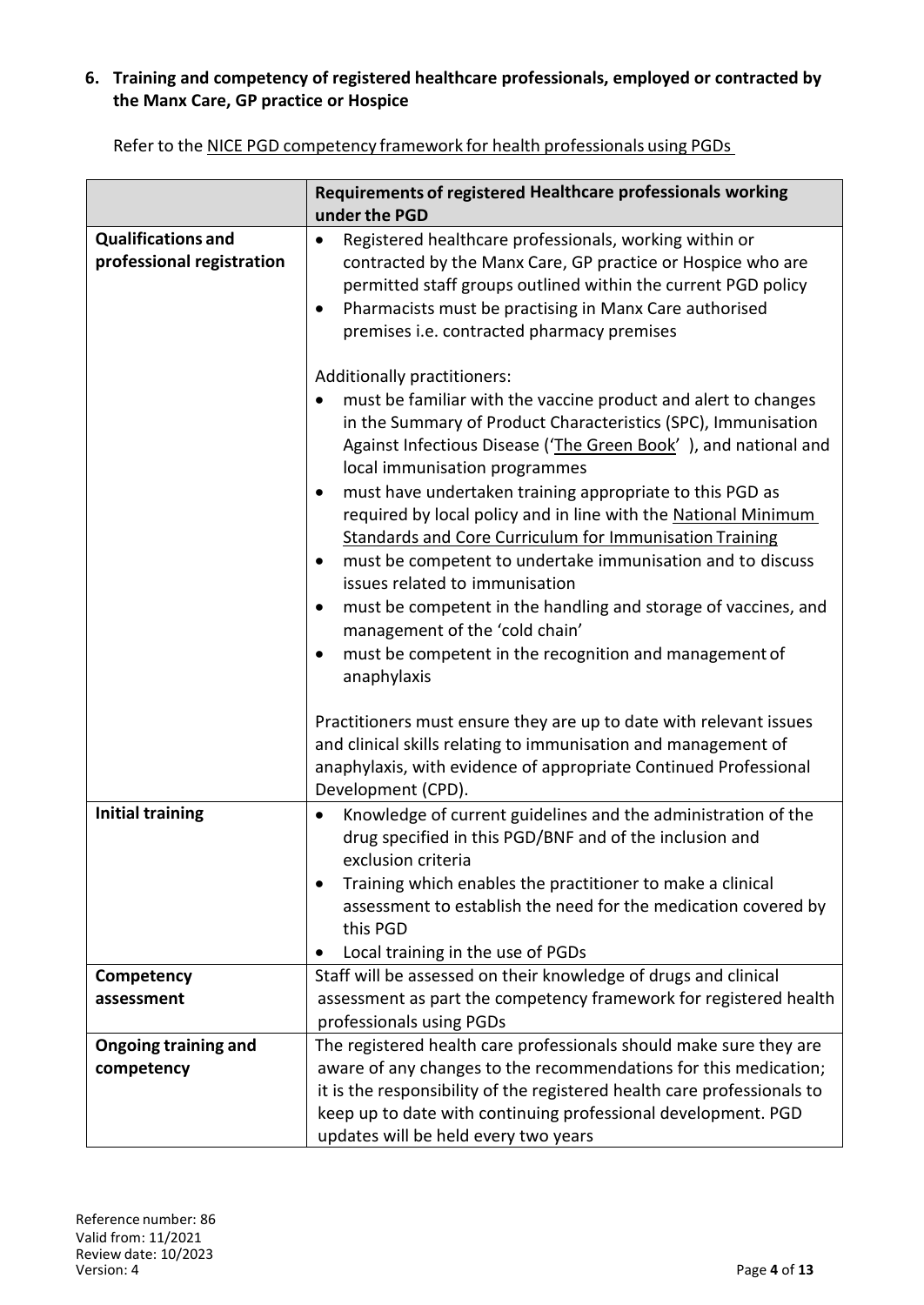## 6. Training and competency of registered healthcare professionals, employed or contracted by the Manx Care, GP practice or Hospice

Refer to the NICE PGD competency framework for health professionals using PGDs

| | Requirements of registered Healthcare professionals working under the PGD |
|---|---|
| **Qualifications and professional registration** | • Registered healthcare professionals, working within or contracted by the Manx Care, GP practice or Hospice who are permitted staff groups outlined within the current PGD policy<br>• Pharmacists must be practising in Manx Care authorised premises i.e. contracted pharmacy premises<br><br>Additionally practitioners:<br>• must be familiar with the vaccine product and alert to changes in the Summary of Product Characteristics (SPC), Immunisation Against Infectious Disease ('The Green Book' ), and national and local immunisation programmes<br>• must have undertaken training appropriate to this PGD as required by local policy and in line with the National Minimum Standards and Core Curriculum for Immunisation Training<br>• must be competent to undertake immunisation and to discuss issues related to immunisation<br>• must be competent in the handling and storage of vaccines, and management of the 'cold chain'<br>• must be competent in the recognition and management of anaphylaxis<br><br>Practitioners must ensure they are up to date with relevant issues and clinical skills relating to immunisation and management of anaphylaxis, with evidence of appropriate Continued Professional Development (CPD). |
| **Initial training** | • Knowledge of current guidelines and the administration of the drug specified in this PGD/BNF and of the inclusion and exclusion criteria<br>• Training which enables the practitioner to make a clinical assessment to establish the need for the medication covered by this PGD<br>• Local training in the use of PGDs |
| **Competency assessment** | Staff will be assessed on their knowledge of drugs and clinical assessment as part the competency framework for registered health professionals using PGDs |
| **Ongoing training and competency** | The registered health care professionals should make sure they are aware of any changes to the recommendations for this medication; it is the responsibility of the registered health care professionals to keep up to date with continuing professional development. PGD updates will be held every two years |

Reference number: 86
Valid from: 11/2021
Review date: 10/2023
Version: 4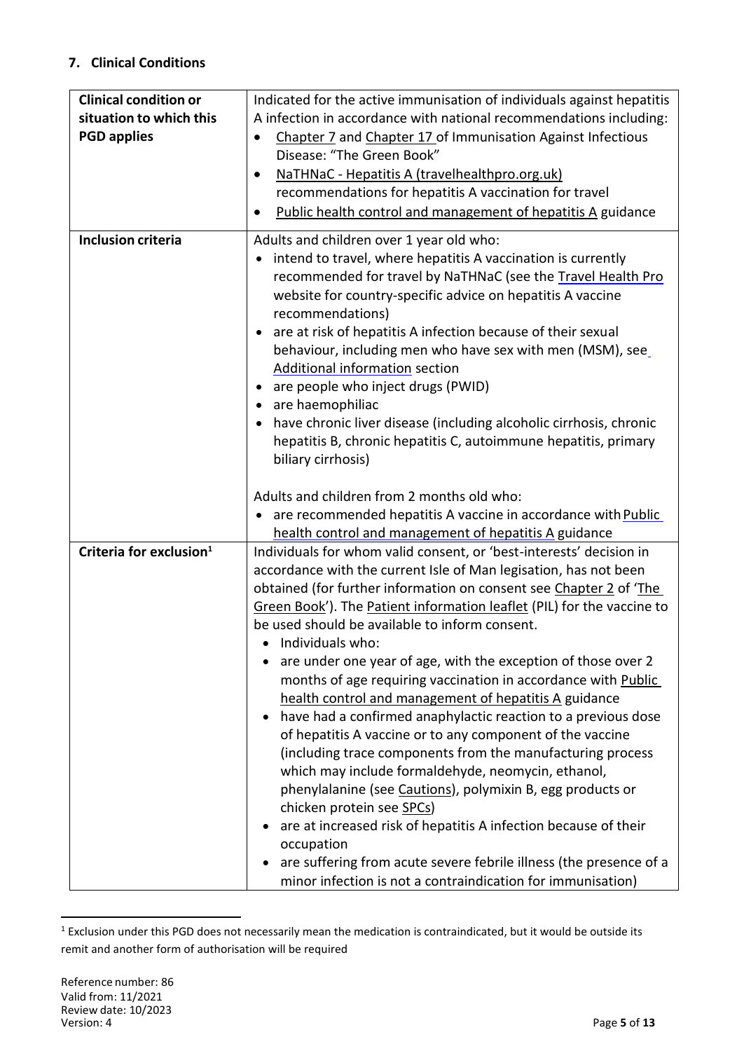## 7. Clinical Conditions

| | |
|---|---|
| **Clinical condition or situation to which this PGD applies** | Indicated for the active immunisation of individuals against hepatitis A infection in accordance with national recommendations including:<br>• Chapter 7 and Chapter 17 of Immunisation Against Infectious Disease: "The Green Book"<br>• NaTHNaC - Hepatitis A (travelhealthpro.org.uk) recommendations for hepatitis A vaccination for travel<br>• Public health control and management of hepatitis A guidance |
| **Inclusion criteria** | Adults and children over 1 year old who:<br>• intend to travel, where hepatitis A vaccination is currently recommended for travel by NaTHNaC (see the Travel Health Pro website for country-specific advice on hepatitis A vaccine recommendations)<br>• are at risk of hepatitis A infection because of their sexual behaviour, including men who have sex with men (MSM), see Additional information section<br>• are people who inject drugs (PWID)<br>• are haemophiliac<br>• have chronic liver disease (including alcoholic cirrhosis, chronic hepatitis B, chronic hepatitis C, autoimmune hepatitis, primary biliary cirrhosis)<br><br>Adults and children from 2 months old who:<br>• are recommended hepatitis A vaccine in accordance with Public health control and management of hepatitis A guidance |
| **Criteria for exclusion[1]** | Individuals for whom valid consent, or 'best-interests' decision in accordance with the current Isle of Man legisation, has not been obtained (for further information on consent see Chapter 2 of 'The Green Book'). The Patient information leaflet (PIL) for the vaccine to be used should be available to inform consent.<br>• Individuals who:<br>• are under one year of age, with the exception of those over 2 months of age requiring vaccination in accordance with Public health control and management of hepatitis A guidance<br>• have had a confirmed anaphylactic reaction to a previous dose of hepatitis A vaccine or to any component of the vaccine (including trace components from the manufacturing process which may include formaldehyde, neomycin, ethanol, phenylalanine (see Cautions), polymixin B, egg products or chicken protein see SPCs)<br>• are at increased risk of hepatitis A infection because of their occupation<br>• are suffering from acute severe febrile illness (the presence of a minor infection is not a contraindication for immunisation) |

[1] Exclusion under this PGD does not necessarily mean the medication is contraindicated, but it would be outside its remit and another form of authorisation will be required

Reference number: 86
Valid from: 11/2021
Review date: 10/2023
Version: 4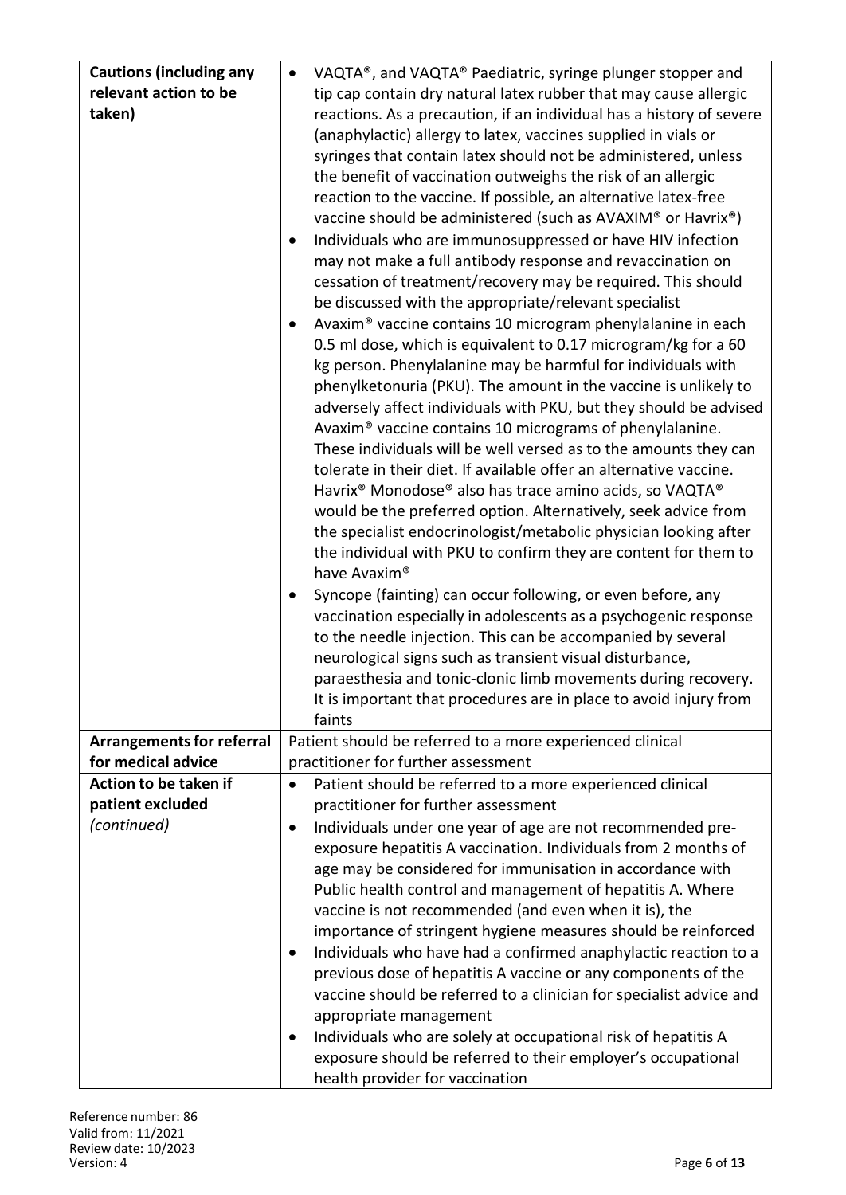| | |
|---|---|
| **Cautions (including any relevant action to be taken)** | • VAQTA®, and VAQTA® Paediatric, syringe plunger stopper and tip cap contain dry natural latex rubber that may cause allergic reactions. As a precaution, if an individual has a history of severe (anaphylactic) allergy to latex, vaccines supplied in vials or syringes that contain latex should not be administered, unless the benefit of vaccination outweighs the risk of an allergic reaction to the vaccine. If possible, an alternative latex-free vaccine should be administered (such as AVAXIM® or Havrix®)<br>• Individuals who are immunosuppressed or have HIV infection may not make a full antibody response and revaccination on cessation of treatment/recovery may be required. This should be discussed with the appropriate/relevant specialist<br>• Avaxim® vaccine contains 10 microgram phenylalanine in each 0.5 ml dose, which is equivalent to 0.17 microgram/kg for a 60 kg person. Phenylalanine may be harmful for individuals with phenylketonuria (PKU). The amount in the vaccine is unlikely to adversely affect individuals with PKU, but they should be advised Avaxim® vaccine contains 10 micrograms of phenylalanine. These individuals will be well versed as to the amounts they can tolerate in their diet. If available offer an alternative vaccine. Havrix® Monodose® also has trace amino acids, so VAQTA® would be the preferred option. Alternatively, seek advice from the specialist endocrinologist/metabolic physician looking after the individual with PKU to confirm they are content for them to have Avaxim®<br>• Syncope (fainting) can occur following, or even before, any vaccination especially in adolescents as a psychogenic response to the needle injection. This can be accompanied by several neurological signs such as transient visual disturbance, paraesthesia and tonic-clonic limb movements during recovery. It is important that procedures are in place to avoid injury from faints |
| **Arrangements for referral for medical advice** | Patient should be referred to a more experienced clinical practitioner for further assessment |
| **Action to be taken if patient excluded** *(continued)* | • Patient should be referred to a more experienced clinical practitioner for further assessment<br>• Individuals under one year of age are not recommended pre-exposure hepatitis A vaccination. Individuals from 2 months of age may be considered for immunisation in accordance with Public health control and management of hepatitis A. Where vaccine is not recommended (and even when it is), the importance of stringent hygiene measures should be reinforced<br>• Individuals who have had a confirmed anaphylactic reaction to a previous dose of hepatitis A vaccine or any components of the vaccine should be referred to a clinician for specialist advice and appropriate management<br>• Individuals who are solely at occupational risk of hepatitis A exposure should be referred to their employer's occupational health provider for vaccination |

Reference number: 86
Valid from: 11/2021
Review date: 10/2023
Version: 4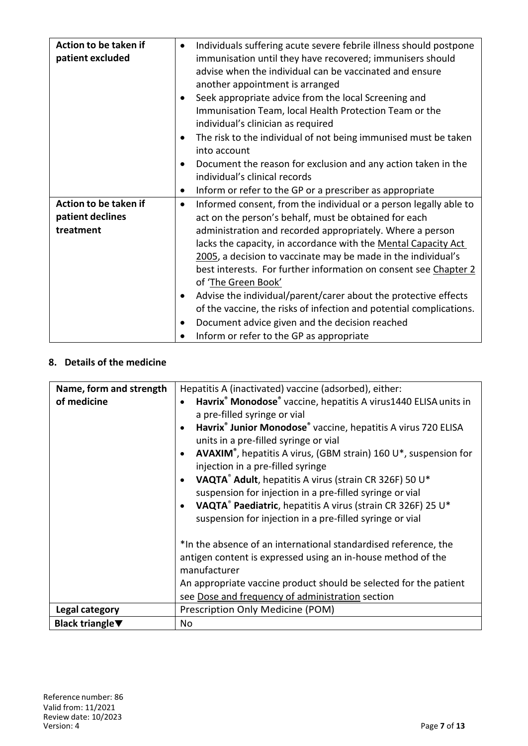| | |
|---|---|
| **Action to be taken if patient excluded** | • Individuals suffering acute severe febrile illness should postpone immunisation until they have recovered; immunisers should advise when the individual can be vaccinated and ensure another appointment is arranged<br>• Seek appropriate advice from the local Screening and Immunisation Team, local Health Protection Team or the individual's clinician as required<br>• The risk to the individual of not being immunised must be taken into account<br>• Document the reason for exclusion and any action taken in the individual's clinical records<br>• Inform or refer to the GP or a prescriber as appropriate |
| **Action to be taken if patient declines treatment** | • Informed consent, from the individual or a person legally able to act on the person's behalf, must be obtained for each administration and recorded appropriately. Where a person lacks the capacity, in accordance with the Mental Capacity Act 2005, a decision to vaccinate may be made in the individual's best interests. For further information on consent see Chapter 2 of 'The Green Book'<br>• Advise the individual/parent/carer about the protective effects of the vaccine, the risks of infection and potential complications.<br>• Document advice given and the decision reached<br>• Inform or refer to the GP as appropriate |

## 8. Details of the medicine

| | |
|---|---|
| **Name, form and strength of medicine** | Hepatitis A (inactivated) vaccine (adsorbed), either:<br>• **Havrix® Monodose®** vaccine, hepatitis A virus1440 ELISA units in a pre-filled syringe or vial<br>• **Havrix® Junior Monodose®** vaccine, hepatitis A virus 720 ELISA units in a pre-filled syringe or vial<br>• **AVAXIM®**, hepatitis A virus, (GBM strain) 160 U*, suspension for injection in a pre-filled syringe<br>• **VAQTA® Adult**, hepatitis A virus (strain CR 326F) 50 U* suspension for injection in a pre-filled syringe or vial<br>• **VAQTA® Paediatric**, hepatitis A virus (strain CR 326F) 25 U* suspension for injection in a pre-filled syringe or vial<br><br>*In the absence of an international standardised reference, the antigen content is expressed using an in-house method of the manufacturer<br>An appropriate vaccine product should be selected for the patient see Dose and frequency of administration section |
| **Legal category** | Prescription Only Medicine (POM) |
| **Black triangle▼** | No |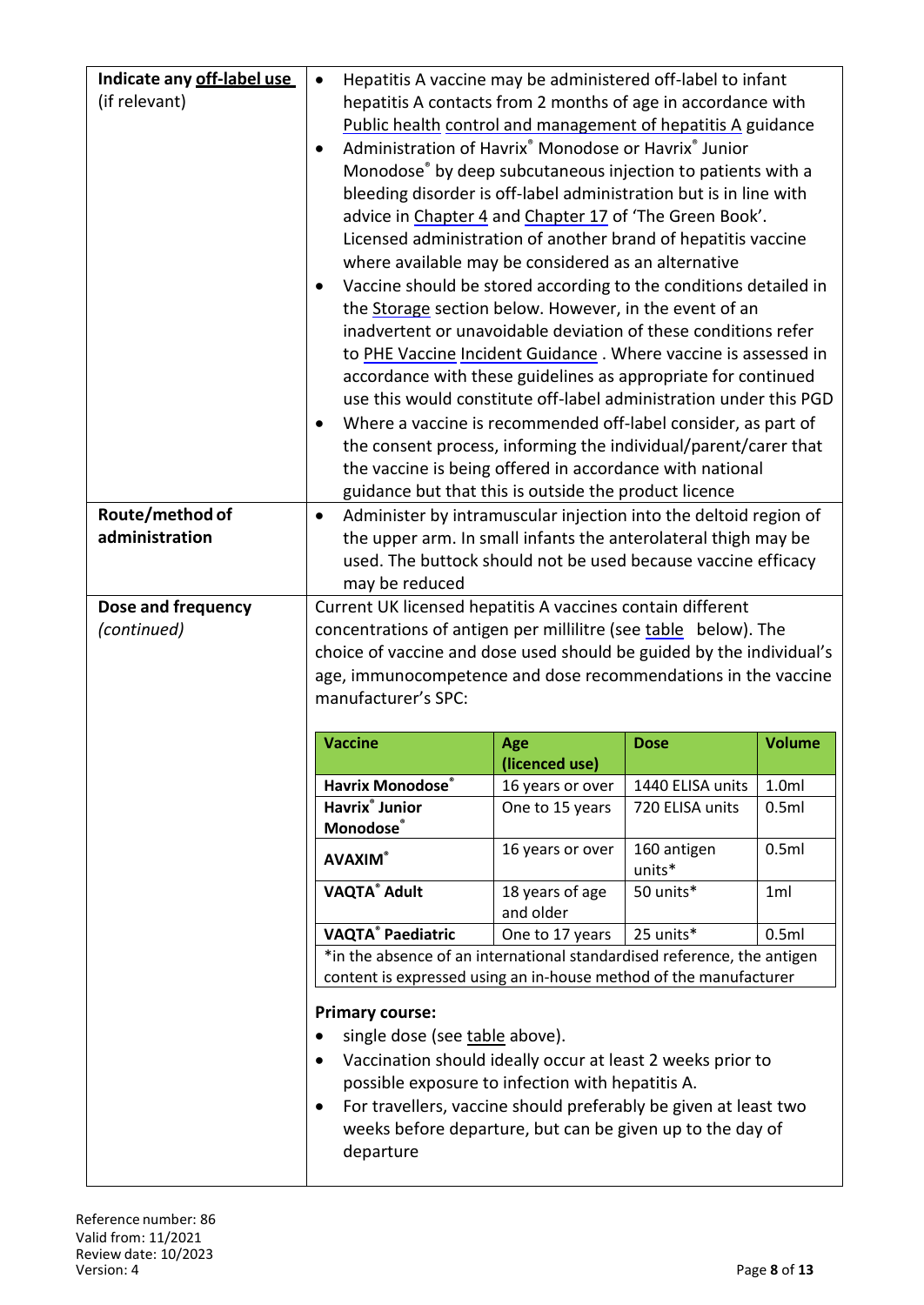| | |
|---|---|
| **Indicate any off-label use** (if relevant) | • Hepatitis A vaccine may be administered off-label to infant hepatitis A contacts from 2 months of age in accordance with Public health control and management of hepatitis A guidance<br>• Administration of Havrix® Monodose or Havrix® Junior Monodose® by deep subcutaneous injection to patients with a bleeding disorder is off-label administration but is in line with advice in Chapter 4 and Chapter 17 of 'The Green Book'. Licensed administration of another brand of hepatitis vaccine where available may be considered as an alternative<br>• Vaccine should be stored according to the conditions detailed in the Storage section below. However, in the event of an inadvertent or unavoidable deviation of these conditions refer to PHE Vaccine Incident Guidance . Where vaccine is assessed in accordance with these guidelines as appropriate for continued use this would constitute off-label administration under this PGD<br>• Where a vaccine is recommended off-label consider, as part of the consent process, informing the individual/parent/carer that the vaccine is being offered in accordance with national guidance but that this is outside the product licence |
| **Route/method of administration** | • Administer by intramuscular injection into the deltoid region of the upper arm. In small infants the anterolateral thigh may be used. The buttock should not be used because vaccine efficacy may be reduced |
| **Dose and frequency** *(continued)* | Current UK licensed hepatitis A vaccines contain different concentrations of antigen per millilitre (see table below). The choice of vaccine and dose used should be guided by the individual's age, immunocompetence and dose recommendations in the vaccine manufacturer's SPC: |

| Vaccine | Age (licenced use) | Dose | Volume |
|---|---|---|---|
| **Havrix Monodose®** | 16 years or over | 1440 ELISA units | 1.0ml |
| **Havrix® Junior Monodose®** | One to 15 years | 720 ELISA units | 0.5ml |
| **AVAXIM®** | 16 years or over | 160 antigen units* | 0.5ml |
| **VAQTA® Adult** | 18 years of age and older | 50 units* | 1ml |
| **VAQTA® Paediatric** | One to 17 years | 25 units* | 0.5ml |

*in the absence of an international standardised reference, the antigen content is expressed using an in-house method of the manufacturer

**Primary course:**

- single dose (see table above).
- Vaccination should ideally occur at least 2 weeks prior to possible exposure to infection with hepatitis A.
- For travellers, vaccine should preferably be given at least two weeks before departure, but can be given up to the day of departure

Reference number: 86
Valid from: 11/2021
Review date: 10/2023
Version: 4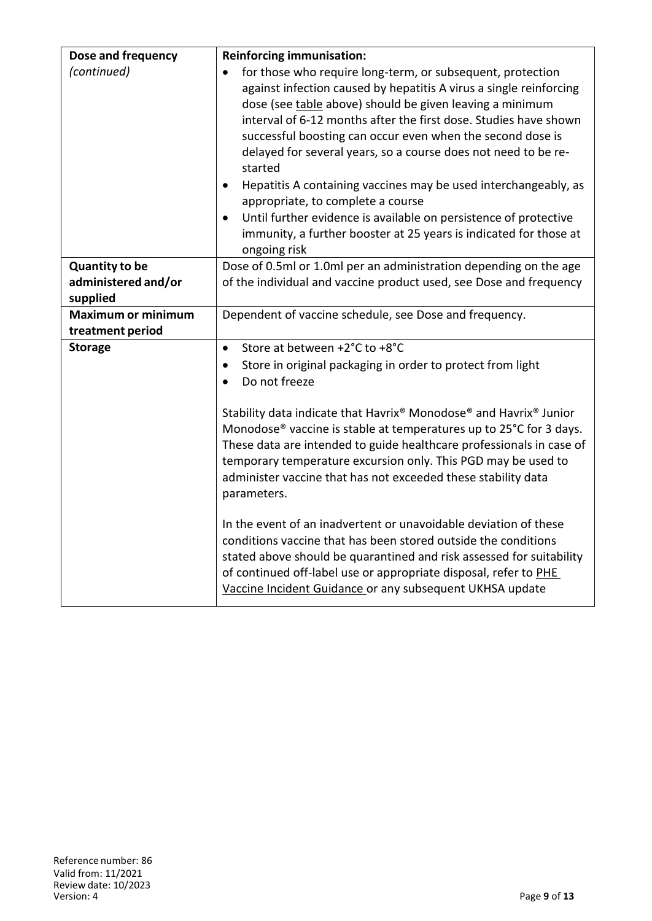| | |
|---|---|
| **Dose and frequency** *(continued)* | **Reinforcing immunisation:**<br>• for those who require long-term, or subsequent, protection against infection caused by hepatitis A virus a single reinforcing dose (see table above) should be given leaving a minimum interval of 6-12 months after the first dose. Studies have shown successful boosting can occur even when the second dose is delayed for several years, so a course does not need to be re-started<br>• Hepatitis A containing vaccines may be used interchangeably, as appropriate, to complete a course<br>• Until further evidence is available on persistence of protective immunity, a further booster at 25 years is indicated for those at ongoing risk |
| **Quantity to be administered and/or supplied** | Dose of 0.5ml or 1.0ml per an administration depending on the age of the individual and vaccine product used, see Dose and frequency |
| **Maximum or minimum treatment period** | Dependent of vaccine schedule, see Dose and frequency. |
| **Storage** | • Store at between +2°C to +8°C<br>• Store in original packaging in order to protect from light<br>• Do not freeze<br><br>Stability data indicate that Havrix® Monodose® and Havrix® Junior Monodose® vaccine is stable at temperatures up to 25°C for 3 days. These data are intended to guide healthcare professionals in case of temporary temperature excursion only. This PGD may be used to administer vaccine that has not exceeded these stability data parameters.<br><br>In the event of an inadvertent or unavoidable deviation of these conditions vaccine that has been stored outside the conditions stated above should be quarantined and risk assessed for suitability of continued off-label use or appropriate disposal, refer to PHE Vaccine Incident Guidance or any subsequent UKHSA update |

Reference number: 86
Valid from: 11/2021
Review date: 10/2023
Version: 4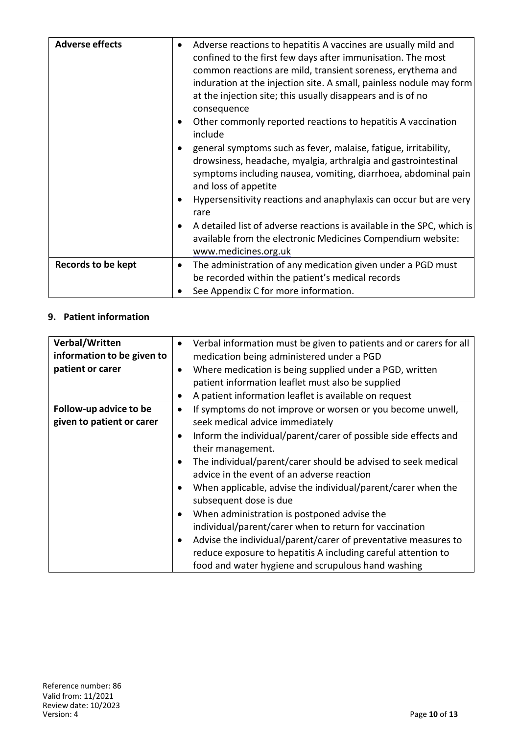| | |
|---|---|
| **Adverse effects** | • Adverse reactions to hepatitis A vaccines are usually mild and confined to the first few days after immunisation. The most common reactions are mild, transient soreness, erythema and induration at the injection site. A small, painless nodule may form at the injection site; this usually disappears and is of no consequence<br>• Other commonly reported reactions to hepatitis A vaccination include<br>• general symptoms such as fever, malaise, fatigue, irritability, drowsiness, headache, myalgia, arthralgia and gastrointestinal symptoms including nausea, vomiting, diarrhoea, abdominal pain and loss of appetite<br>• Hypersensitivity reactions and anaphylaxis can occur but are very rare<br>• A detailed list of adverse reactions is available in the SPC, which is available from the electronic Medicines Compendium website: www.medicines.org.uk |
| **Records to be kept** | • The administration of any medication given under a PGD must be recorded within the patient's medical records<br>• See Appendix C for more information. |

## 9. Patient information

| | |
|---|---|
| **Verbal/Written information to be given to patient or carer** | • Verbal information must be given to patients and or carers for all medication being administered under a PGD<br>• Where medication is being supplied under a PGD, written patient information leaflet must also be supplied<br>• A patient information leaflet is available on request |
| **Follow-up advice to be given to patient or carer** | • If symptoms do not improve or worsen or you become unwell, seek medical advice immediately<br>• Inform the individual/parent/carer of possible side effects and their management.<br>• The individual/parent/carer should be advised to seek medical advice in the event of an adverse reaction<br>• When applicable, advise the individual/parent/carer when the subsequent dose is due<br>• When administration is postponed advise the individual/parent/carer when to return for vaccination<br>• Advise the individual/parent/carer of preventative measures to reduce exposure to hepatitis A including careful attention to food and water hygiene and scrupulous hand washing |

Reference number: 86
Valid from: 11/2021
Review date: 10/2023
Version: 4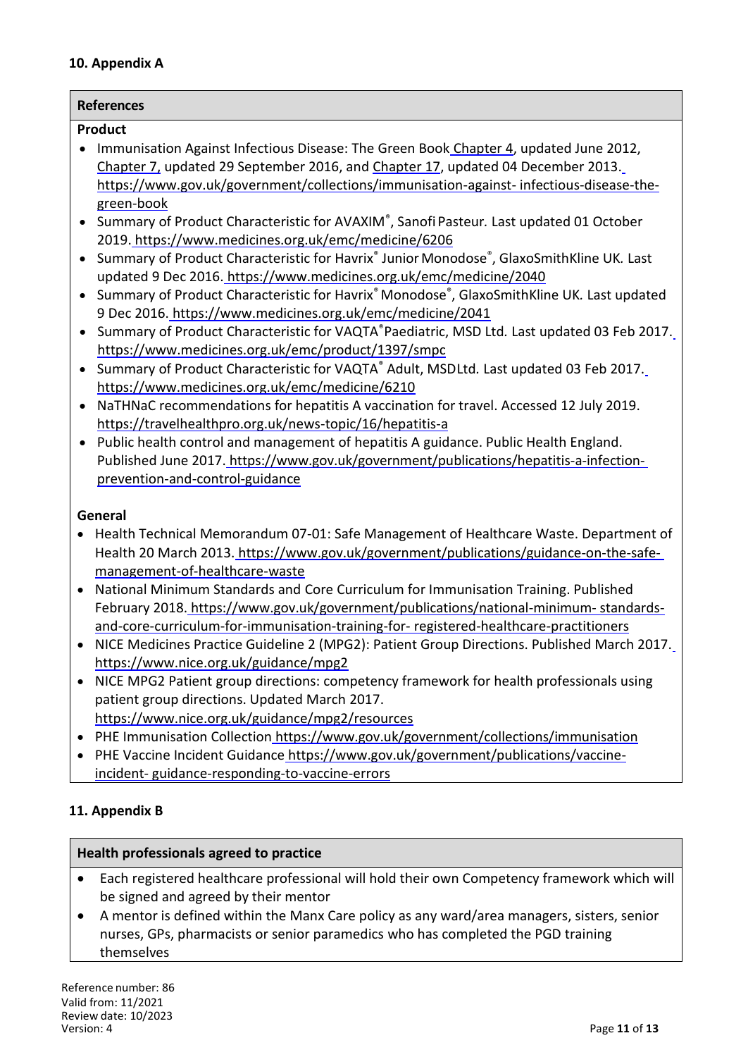## 10. Appendix A

| References |
|---|
| **Product**<br>• Immunisation Against Infectious Disease: The Green Book Chapter 4, updated June 2012, Chapter 7, updated 29 September 2016, and Chapter 17, updated 04 December 2013. https://www.gov.uk/government/collections/immunisation-against- infectious-disease-the-green-book<br>• Summary of Product Characteristic for AVAXIM®, Sanofi Pasteur. Last updated 01 October 2019. https://www.medicines.org.uk/emc/medicine/6206<br>• Summary of Product Characteristic for Havrix® Junior Monodose®, GlaxoSmithKline UK. Last updated 9 Dec 2016. https://www.medicines.org.uk/emc/medicine/2040<br>• Summary of Product Characteristic for Havrix® Monodose®, GlaxoSmithKline UK. Last updated 9 Dec 2016. https://www.medicines.org.uk/emc/medicine/2041<br>• Summary of Product Characteristic for VAQTA® Paediatric, MSD Ltd. Last updated 03 Feb 2017. https://www.medicines.org.uk/emc/product/1397/smpc<br>• Summary of Product Characteristic for VAQTA® Adult, MSD Ltd. Last updated 03 Feb 2017. https://www.medicines.org.uk/emc/medicine/6210<br>• NaTHNaC recommendations for hepatitis A vaccination for travel. Accessed 12 July 2019. https://travelhealthpro.org.uk/news-topic/16/hepatitis-a<br>• Public health control and management of hepatitis A guidance. Public Health England. Published June 2017. https://www.gov.uk/government/publications/hepatitis-a-infection-prevention-and-control-guidance<br><br>**General**<br>• Health Technical Memorandum 07-01: Safe Management of Healthcare Waste. Department of Health 20 March 2013. https://www.gov.uk/government/publications/guidance-on-the-safe-management-of-healthcare-waste<br>• National Minimum Standards and Core Curriculum for Immunisation Training. Published February 2018. https://www.gov.uk/government/publications/national-minimum- standards-and-core-curriculum-for-immunisation-training-for- registered-healthcare-practitioners<br>• NICE Medicines Practice Guideline 2 (MPG2): Patient Group Directions. Published March 2017. https://www.nice.org.uk/guidance/mpg2<br>• NICE MPG2 Patient group directions: competency framework for health professionals using patient group directions. Updated March 2017. https://www.nice.org.uk/guidance/mpg2/resources<br>• PHE Immunisation Collection https://www.gov.uk/government/collections/immunisation<br>• PHE Vaccine Incident Guidance https://www.gov.uk/government/publications/vaccine-incident- guidance-responding-to-vaccine-errors |

## 11. Appendix B

| Health professionals agreed to practice |
|---|
| • Each registered healthcare professional will hold their own Competency framework which will be signed and agreed by their mentor<br>• A mentor is defined within the Manx Care policy as any ward/area managers, sisters, senior nurses, GPs, pharmacists or senior paramedics who has completed the PGD training themselves |

Reference number: 86
Valid from: 11/2021
Review date: 10/2023
Version: 4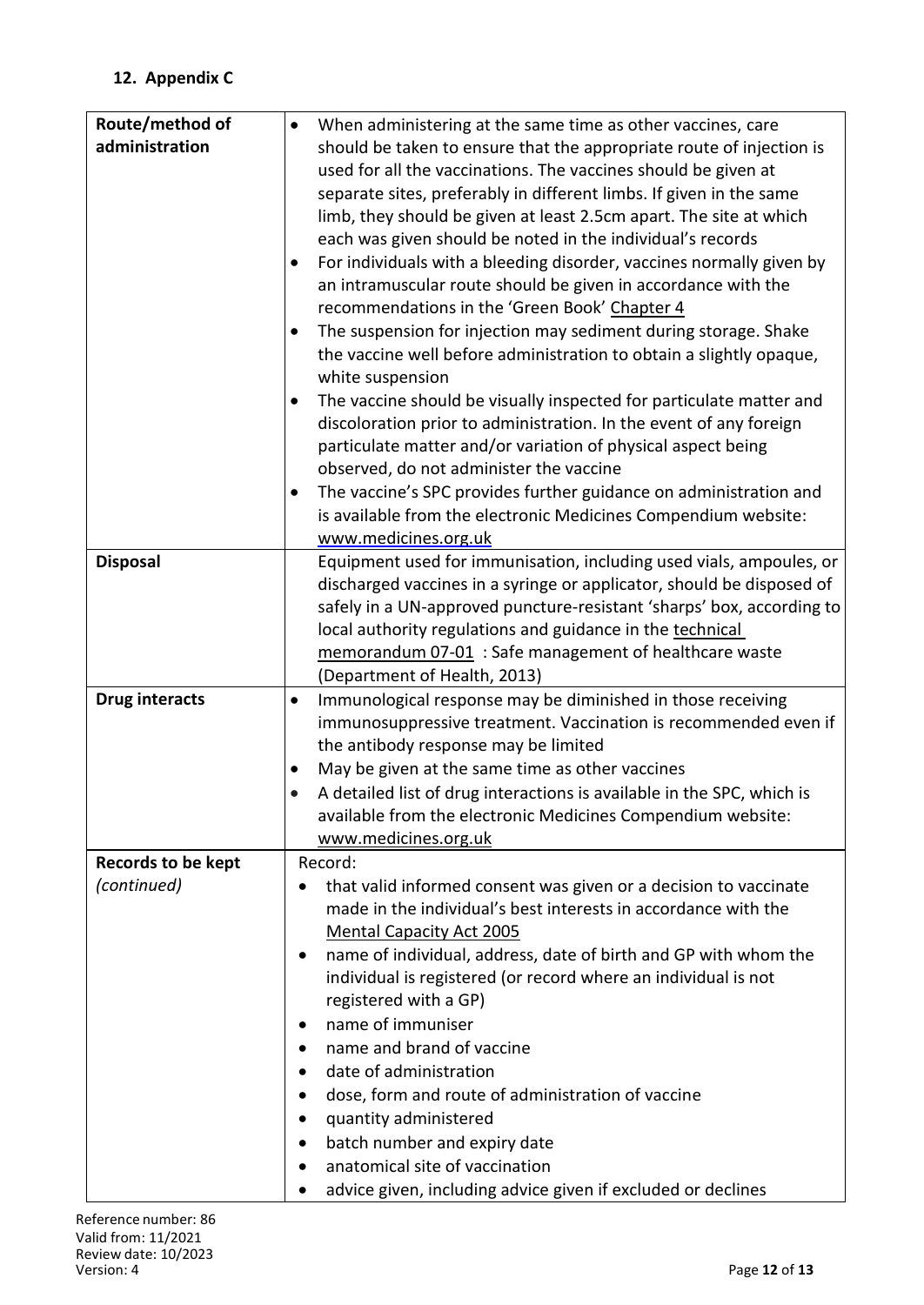## 12. Appendix C

| | |
|---|---|
| **Route/method of administration** | • When administering at the same time as other vaccines, care should be taken to ensure that the appropriate route of injection is used for all the vaccinations. The vaccines should be given at separate sites, preferably in different limbs. If given in the same limb, they should be given at least 2.5cm apart. The site at which each was given should be noted in the individual's records<br>• For individuals with a bleeding disorder, vaccines normally given by an intramuscular route should be given in accordance with the recommendations in the 'Green Book' Chapter 4<br>• The suspension for injection may sediment during storage. Shake the vaccine well before administration to obtain a slightly opaque, white suspension<br>• The vaccine should be visually inspected for particulate matter and discoloration prior to administration. In the event of any foreign particulate matter and/or variation of physical aspect being observed, do not administer the vaccine<br>• The vaccine's SPC provides further guidance on administration and is available from the electronic Medicines Compendium website: www.medicines.org.uk |
| **Disposal** | Equipment used for immunisation, including used vials, ampoules, or discharged vaccines in a syringe or applicator, should be disposed of safely in a UN-approved puncture-resistant 'sharps' box, according to local authority regulations and guidance in the technical memorandum 07-01 : Safe management of healthcare waste (Department of Health, 2013) |
| **Drug interacts** | • Immunological response may be diminished in those receiving immunosuppressive treatment. Vaccination is recommended even if the antibody response may be limited<br>• May be given at the same time as other vaccines<br>• A detailed list of drug interactions is available in the SPC, which is available from the electronic Medicines Compendium website: www.medicines.org.uk |
| **Records to be kept** *(continued)* | Record:<br>• that valid informed consent was given or a decision to vaccinate made in the individual's best interests in accordance with the Mental Capacity Act 2005<br>• name of individual, address, date of birth and GP with whom the individual is registered (or record where an individual is not registered with a GP)<br>• name of immuniser<br>• name and brand of vaccine<br>• date of administration<br>• dose, form and route of administration of vaccine<br>• quantity administered<br>• batch number and expiry date<br>• anatomical site of vaccination<br>• advice given, including advice given if excluded or declines |

Reference number: 86
Valid from: 11/2021
Review date: 10/2023
Version: 4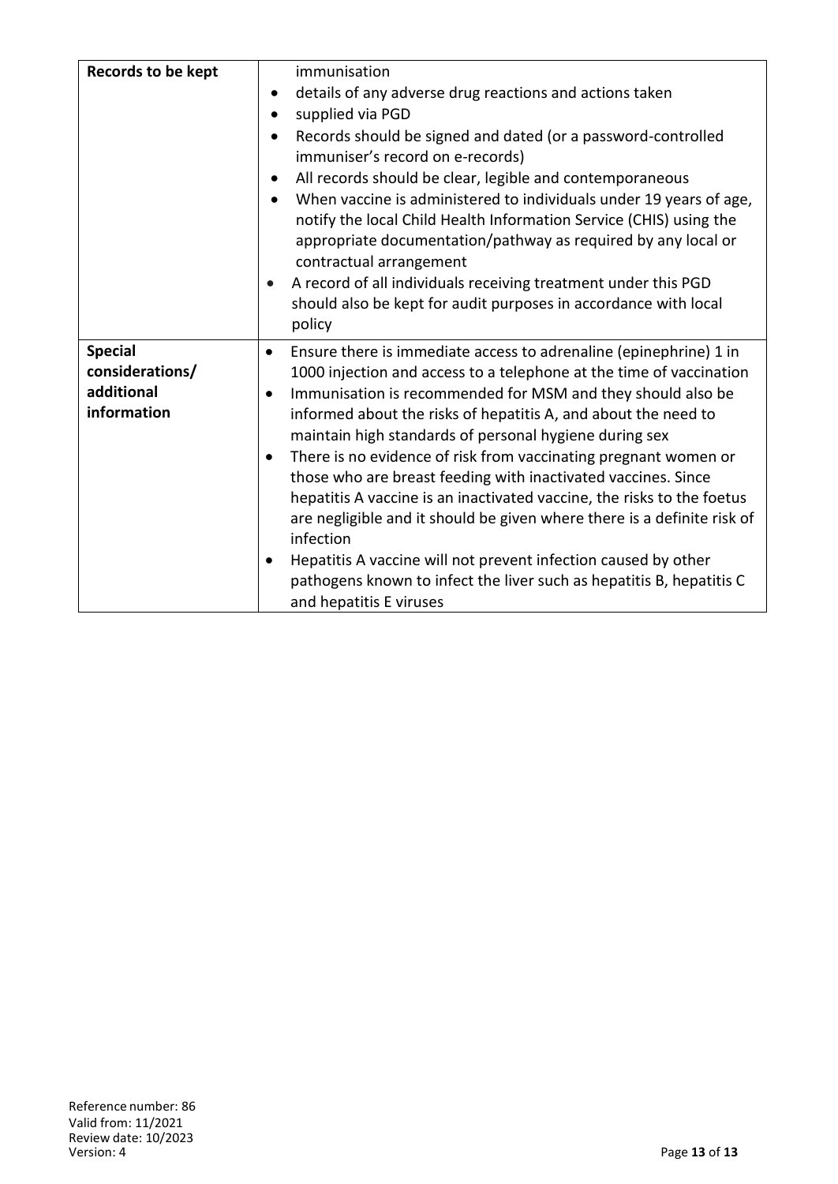| | |
|---|---|
| **Records to be kept** | immunisation<br>• details of any adverse drug reactions and actions taken<br>• supplied via PGD<br>• Records should be signed and dated (or a password-controlled immuniser's record on e-records)<br>• All records should be clear, legible and contemporaneous<br>• When vaccine is administered to individuals under 19 years of age, notify the local Child Health Information Service (CHIS) using the appropriate documentation/pathway as required by any local or contractual arrangement<br>• A record of all individuals receiving treatment under this PGD should also be kept for audit purposes in accordance with local policy |
| **Special considerations/ additional information** | • Ensure there is immediate access to adrenaline (epinephrine) 1 in 1000 injection and access to a telephone at the time of vaccination<br>• Immunisation is recommended for MSM and they should also be informed about the risks of hepatitis A, and about the need to maintain high standards of personal hygiene during sex<br>• There is no evidence of risk from vaccinating pregnant women or those who are breast feeding with inactivated vaccines. Since hepatitis A vaccine is an inactivated vaccine, the risks to the foetus are negligible and it should be given where there is a definite risk of infection<br>• Hepatitis A vaccine will not prevent infection caused by other pathogens known to infect the liver such as hepatitis B, hepatitis C and hepatitis E viruses |

Reference number: 86
Valid from: 11/2021
Review date: 10/2023
Version: 4